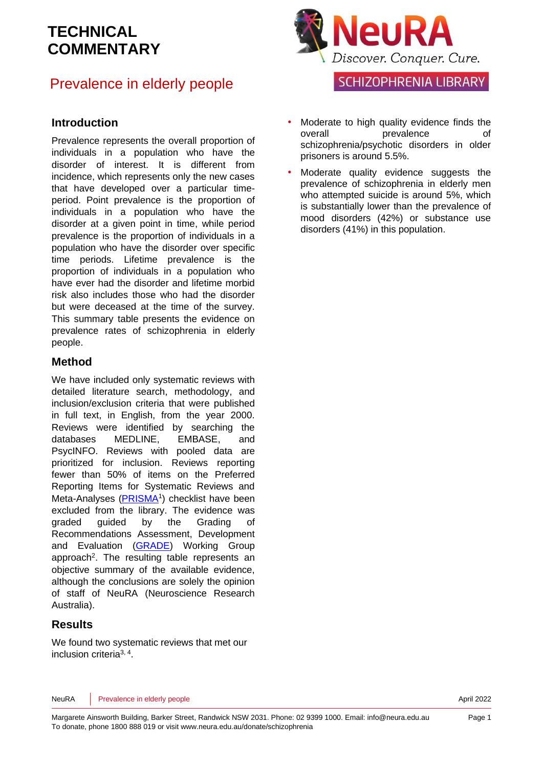# TECHNICAL COMMENTARY

## Prevalence in elderly people

NeuRA — Discover. Conquer. Cure.

SCHIZOPHRENIA LIBRARY

### Introduction

Prevalence represents the overall proportion of individuals in a population who have the disorder of interest. It is different from incidence, which represents only the new cases that have developed over a particular time-period. Point prevalence is the proportion of individuals in a population who have the disorder at a given point in time, while period prevalence is the proportion of individuals in a population who have the disorder over specific time periods. Lifetime prevalence is the proportion of individuals in a population who have ever had the disorder and lifetime morbid risk also includes those who had the disorder but were deceased at the time of the survey. This summary table presents the evidence on prevalence rates of schizophrenia in elderly people.

### Method

We have included only systematic reviews with detailed literature search, methodology, and inclusion/exclusion criteria that were published in full text, in English, from the year 2000. Reviews were identified by searching the databases MEDLINE, EMBASE, and PsycINFO. Reviews with pooled data are prioritized for inclusion. Reviews reporting fewer than 50% of items on the Preferred Reporting Items for Systematic Reviews and Meta-Analyses (PRISMA[1]) checklist have been excluded from the library. The evidence was graded guided by the Grading of Recommendations Assessment, Development and Evaluation (GRADE) Working Group approach[2]. The resulting table represents an objective summary of the available evidence, although the conclusions are solely the opinion of staff of NeuRA (Neuroscience Research Australia).

### Results

We found two systematic reviews that met our inclusion criteria[3, 4].

- Moderate to high quality evidence finds the overall prevalence of schizophrenia/psychotic disorders in older prisoners is around 5.5%.
- Moderate quality evidence suggests the prevalence of schizophrenia in elderly men who attempted suicide is around 5%, which is substantially lower than the prevalence of mood disorders (42%) or substance use disorders (41%) in this population.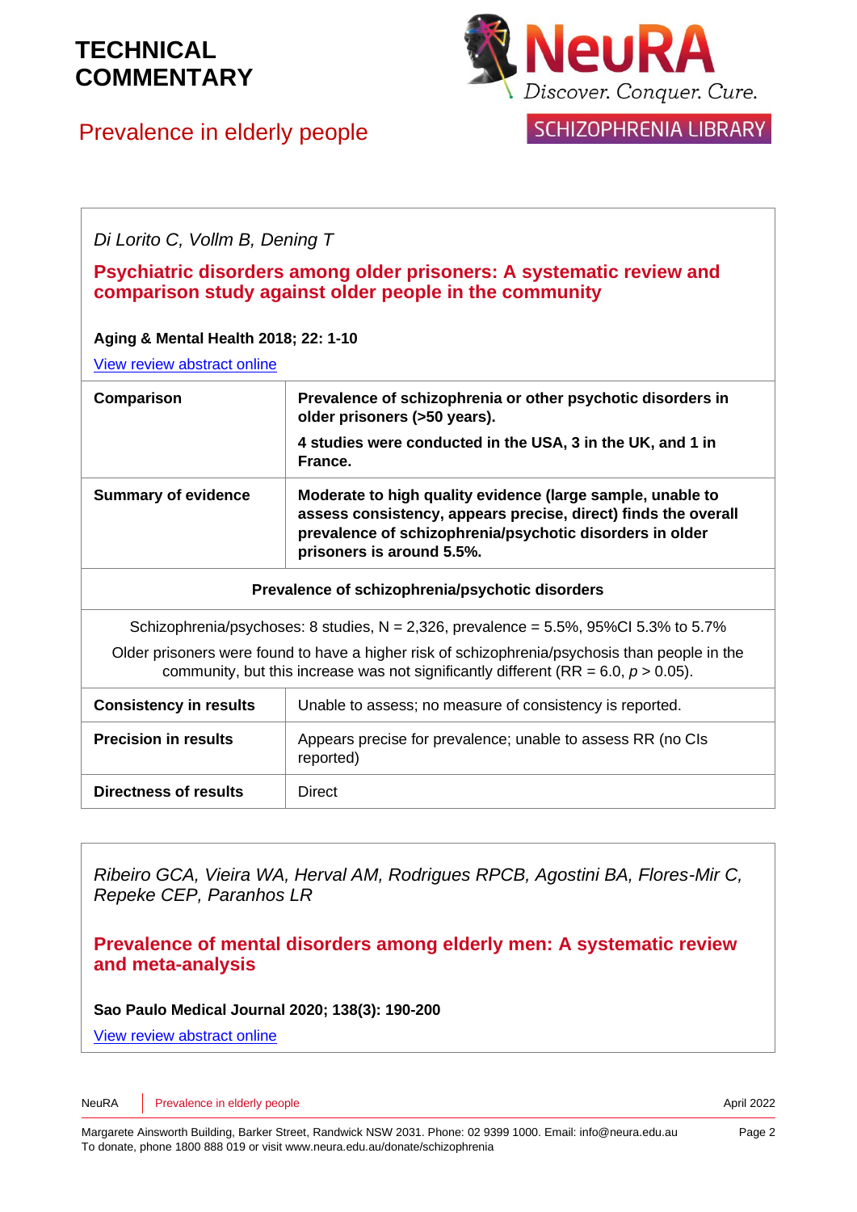*Di Lorito C, Vollm B, Dening T*

**Psychiatric disorders among older prisoners: A systematic review and comparison study against older people in the community**

**Aging & Mental Health 2018; 22: 1-10**

View review abstract online

| | |
|---|---|
| **Comparison** | **Prevalence of schizophrenia or other psychotic disorders in older prisoners (>50 years).** **4 studies were conducted in the USA, 3 in the UK, and 1 in France.** |
| **Summary of evidence** | **Moderate to high quality evidence (large sample, unable to assess consistency, appears precise, direct) finds the overall prevalence of schizophrenia/psychotic disorders in older prisoners is around 5.5%.** |
| **Prevalence of schizophrenia/psychotic disorders** | |
| Schizophrenia/psychoses: 8 studies, N = 2,326, prevalence = 5.5%, 95%CI 5.3% to 5.7% Older prisoners were found to have a higher risk of schizophrenia/psychosis than people in the community, but this increase was not significantly different (RR = 6.0, $p > 0.05$). | |
| **Consistency in results** | Unable to assess; no measure of consistency is reported. |
| **Precision in results** | Appears precise for prevalence; unable to assess RR (no CIs reported) |
| **Directness of results** | Direct |

*Ribeiro GCA, Vieira WA, Herval AM, Rodrigues RPCB, Agostini BA, Flores-Mir C, Repeke CEP, Paranhos LR*

**Prevalence of mental disorders among elderly men: A systematic review and meta-analysis**

**Sao Paulo Medical Journal 2020; 138(3): 190-200**

View review abstract online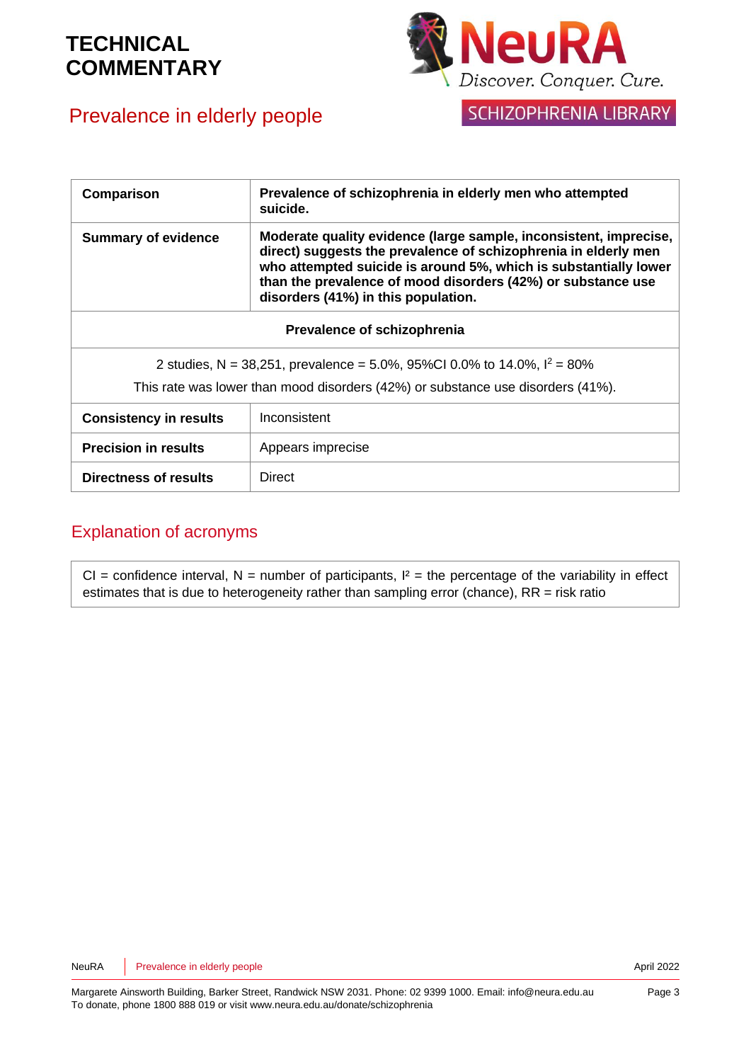| Comparison | Prevalence of schizophrenia in elderly men who attempted suicide. |
|---|---|
| **Summary of evidence** | **Moderate quality evidence (large sample, inconsistent, imprecise, direct) suggests the prevalence of schizophrenia in elderly men who attempted suicide is around 5%, which is substantially lower than the prevalence of mood disorders (42%) or substance use disorders (41%) in this population.** |
| **Prevalence of schizophrenia** | |
| 2 studies, N = 38,251, prevalence = 5.0%, 95%CI 0.0% to 14.0%, $I^2$ = 80%<br>This rate was lower than mood disorders (42%) or substance use disorders (41%). | |
| **Consistency in results** | Inconsistent |
| **Precision in results** | Appears imprecise |
| **Directness of results** | Direct |

## Explanation of acronyms

CI = confidence interval, N = number of participants, I² = the percentage of the variability in effect estimates that is due to heterogeneity rather than sampling error (chance), RR = risk ratio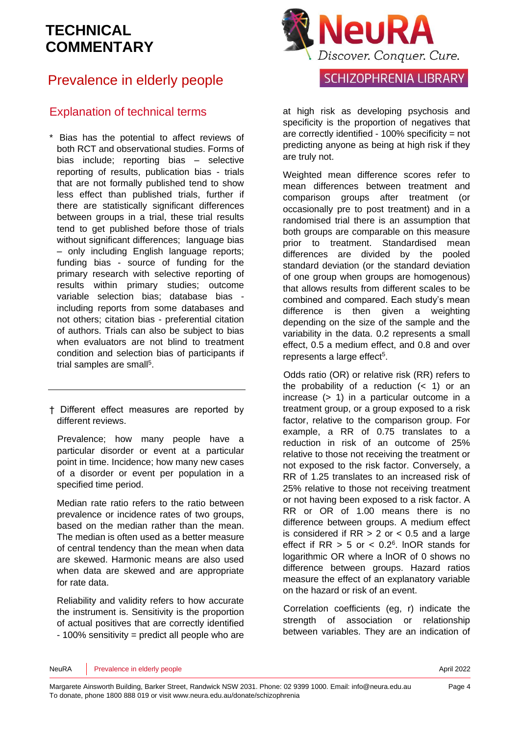# TECHNICAL COMMENTARY

## Prevalence in elderly people

### Explanation of technical terms

\* Bias has the potential to affect reviews of both RCT and observational studies. Forms of bias include; reporting bias – selective reporting of results, publication bias - trials that are not formally published tend to show less effect than published trials, further if there are statistically significant differences between groups in a trial, these trial results tend to get published before those of trials without significant differences; language bias – only including English language reports; funding bias - source of funding for the primary research with selective reporting of results within primary studies; outcome variable selection bias; database bias - including reports from some databases and not others; citation bias - preferential citation of authors. Trials can also be subject to bias when evaluators are not blind to treatment condition and selection bias of participants if trial samples are small[5].

---

† Different effect measures are reported by different reviews.

Prevalence; how many people have a particular disorder or event at a particular point in time. Incidence; how many new cases of a disorder or event per population in a specified time period.

Median rate ratio refers to the ratio between prevalence or incidence rates of two groups, based on the median rather than the mean. The median is often used as a better measure of central tendency than the mean when data are skewed. Harmonic means are also used when data are skewed and are appropriate for rate data.

Reliability and validity refers to how accurate the instrument is. Sensitivity is the proportion of actual positives that are correctly identified - 100% sensitivity = predict all people who are at high risk as developing psychosis and specificity is the proportion of negatives that are correctly identified - 100% specificity = not predicting anyone as being at high risk if they are truly not.

Weighted mean difference scores refer to mean differences between treatment and comparison groups after treatment (or occasionally pre to post treatment) and in a randomised trial there is an assumption that both groups are comparable on this measure prior to treatment. Standardised mean differences are divided by the pooled standard deviation (or the standard deviation of one group when groups are homogenous) that allows results from different scales to be combined and compared. Each study's mean difference is then given a weighting depending on the size of the sample and the variability in the data. 0.2 represents a small effect, 0.5 a medium effect, and 0.8 and over represents a large effect[5].

Odds ratio (OR) or relative risk (RR) refers to the probability of a reduction (< 1) or an increase (> 1) in a particular outcome in a treatment group, or a group exposed to a risk factor, relative to the comparison group. For example, a RR of 0.75 translates to a reduction in risk of an outcome of 25% relative to those not receiving the treatment or not exposed to the risk factor. Conversely, a RR of 1.25 translates to an increased risk of 25% relative to those not receiving treatment or not having been exposed to a risk factor. A RR or OR of 1.00 means there is no difference between groups. A medium effect is considered if RR > 2 or < 0.5 and a large effect if RR > 5 or < 0.2[6]. lnOR stands for logarithmic OR where a lnOR of 0 shows no difference between groups. Hazard ratios measure the effect of an explanatory variable on the hazard or risk of an event.

Correlation coefficients (eg, r) indicate the strength of association or relationship between variables. They are an indication of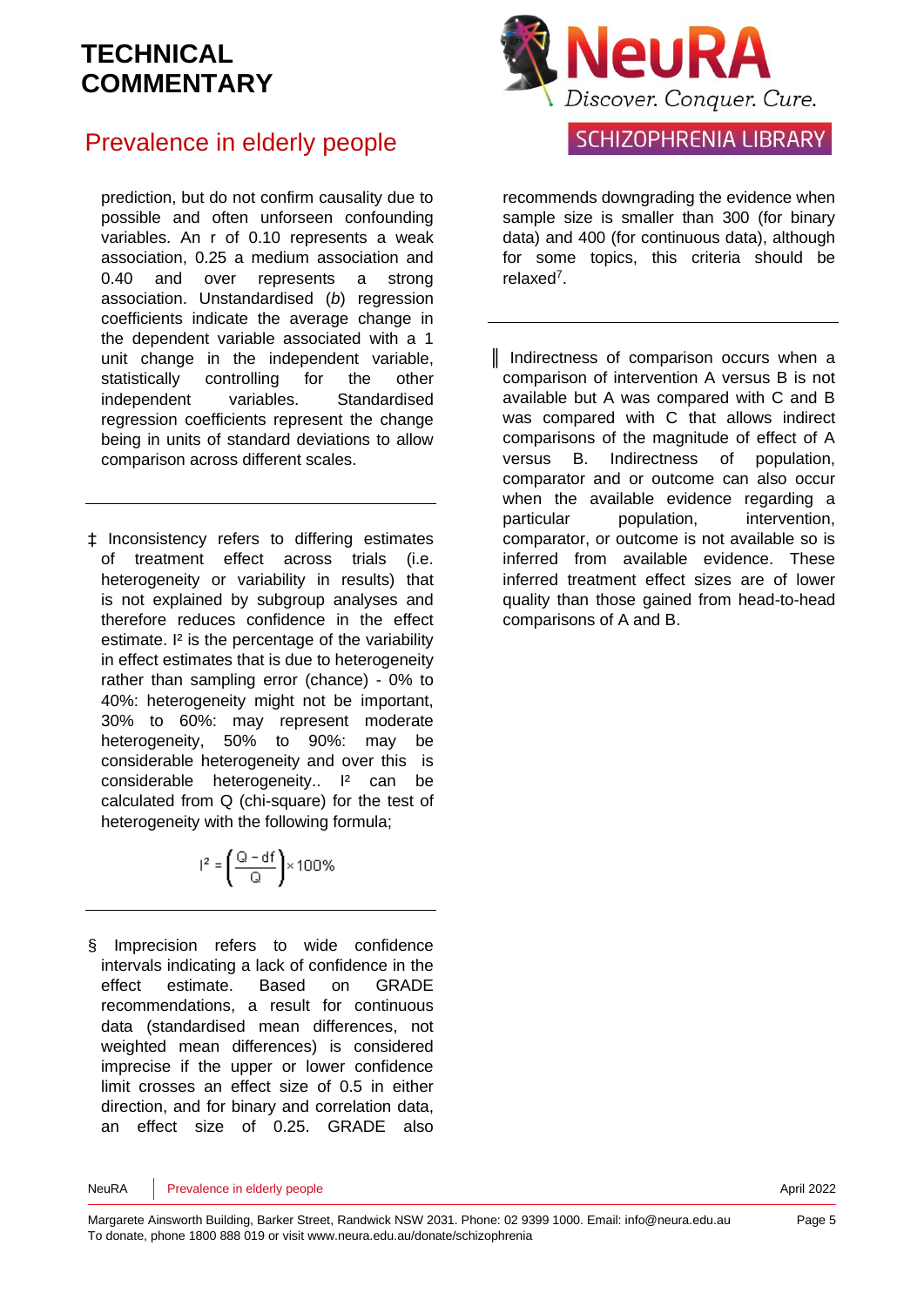prediction, but do not confirm causality due to possible and often unforeseen confounding variables. An r of 0.10 represents a weak association, 0.25 a medium association and 0.40 and over represents a strong association. Unstandardised (*b*) regression coefficients indicate the average change in the dependent variable associated with a 1 unit change in the independent variable, statistically controlling for the other independent variables. Standardised regression coefficients represent the change being in units of standard deviations to allow comparison across different scales.

---

‡ Inconsistency refers to differing estimates of treatment effect across trials (i.e. heterogeneity or variability in results) that is not explained by subgroup analyses and therefore reduces confidence in the effect estimate. $I^2$ is the percentage of the variability in effect estimates that is due to heterogeneity rather than sampling error (chance) - 0% to 40%: heterogeneity might not be important, 30% to 60%: may represent moderate heterogeneity, 50% to 90%: may be considerable heterogeneity and over this is considerable heterogeneity.. $I^2$ can be calculated from Q (chi-square) for the test of heterogeneity with the following formula;

$$I^2 = \left(\frac{Q - df}{Q}\right) \times 100\%$$

---

§ Imprecision refers to wide confidence intervals indicating a lack of confidence in the effect estimate. Based on GRADE recommendations, a result for continuous data (standardised mean differences, not weighted mean differences) is considered imprecise if the upper or lower confidence limit crosses an effect size of 0.5 in either direction, and for binary and correlation data, an effect size of 0.25. GRADE also recommends downgrading the evidence when sample size is smaller than 300 (for binary data) and 400 (for continuous data), although for some topics, this criteria should be relaxed[7].

---

‖ Indirectness of comparison occurs when a comparison of intervention A versus B is not available but A was compared with C and B was compared with C that allows indirect comparisons of the magnitude of effect of A versus B. Indirectness of population, comparator and or outcome can also occur when the available evidence regarding a particular population, intervention, comparator, or outcome is not available so is inferred from available evidence. These inferred treatment effect sizes are of lower quality than those gained from head-to-head comparisons of A and B.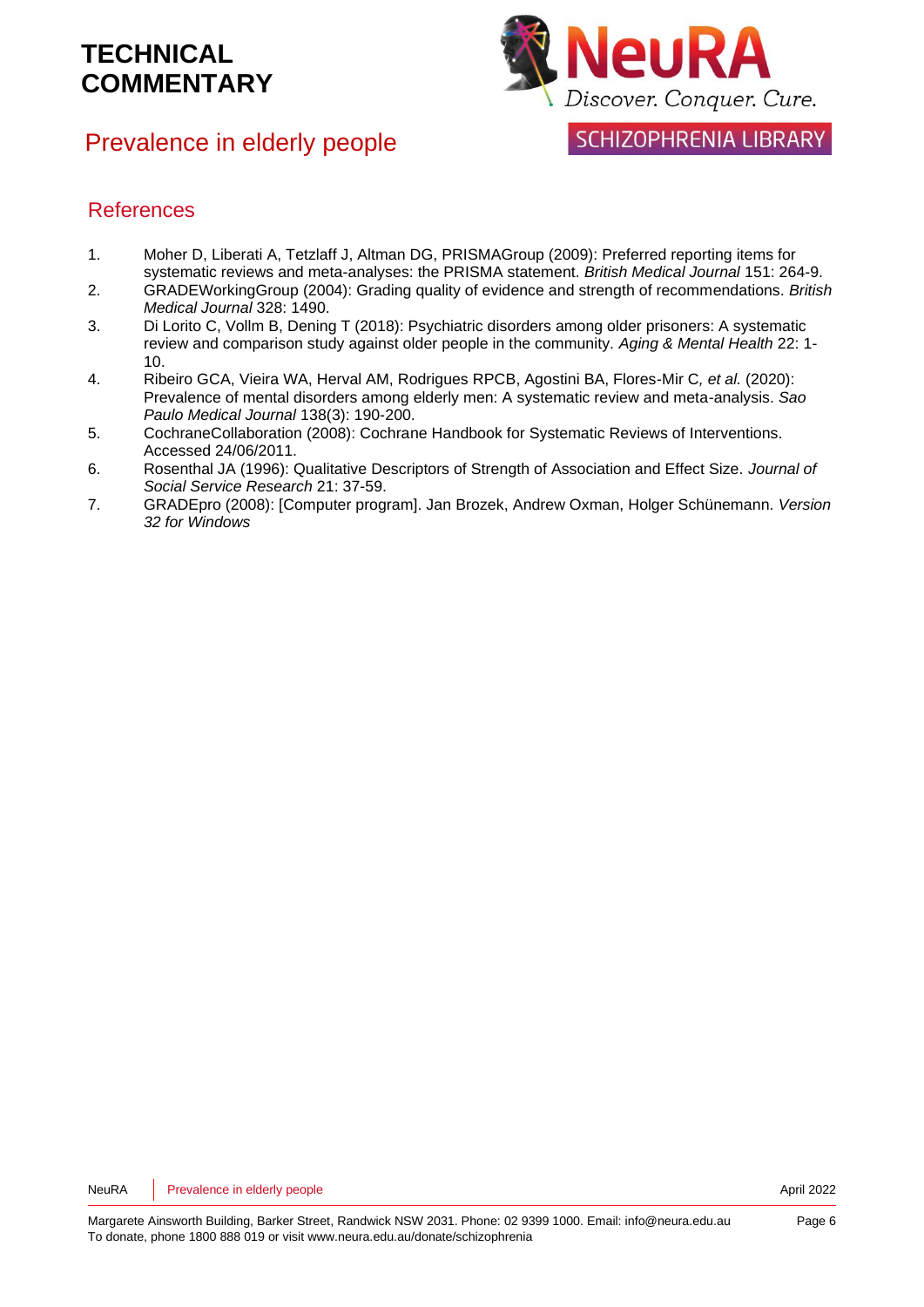## References

1. Moher D, Liberati A, Tetzlaff J, Altman DG, PRISMAGroup (2009): Preferred reporting items for systematic reviews and meta-analyses: the PRISMA statement. *British Medical Journal* 151: 264-9.
2. GRADEWorkingGroup (2004): Grading quality of evidence and strength of recommendations. *British Medical Journal* 328: 1490.
3. Di Lorito C, Vollm B, Dening T (2018): Psychiatric disorders among older prisoners: A systematic review and comparison study against older people in the community. *Aging & Mental Health* 22: 1-10.
4. Ribeiro GCA, Vieira WA, Herval AM, Rodrigues RPCB, Agostini BA, Flores-Mir C*, et al.* (2020): Prevalence of mental disorders among elderly men: A systematic review and meta-analysis. *Sao Paulo Medical Journal* 138(3): 190-200.
5. CochraneCollaboration (2008): Cochrane Handbook for Systematic Reviews of Interventions. Accessed 24/06/2011.
6. Rosenthal JA (1996): Qualitative Descriptors of Strength of Association and Effect Size. *Journal of Social Service Research* 21: 37-59.
7. GRADEpro (2008): [Computer program]. Jan Brozek, Andrew Oxman, Holger Schünemann. *Version 32 for Windows*